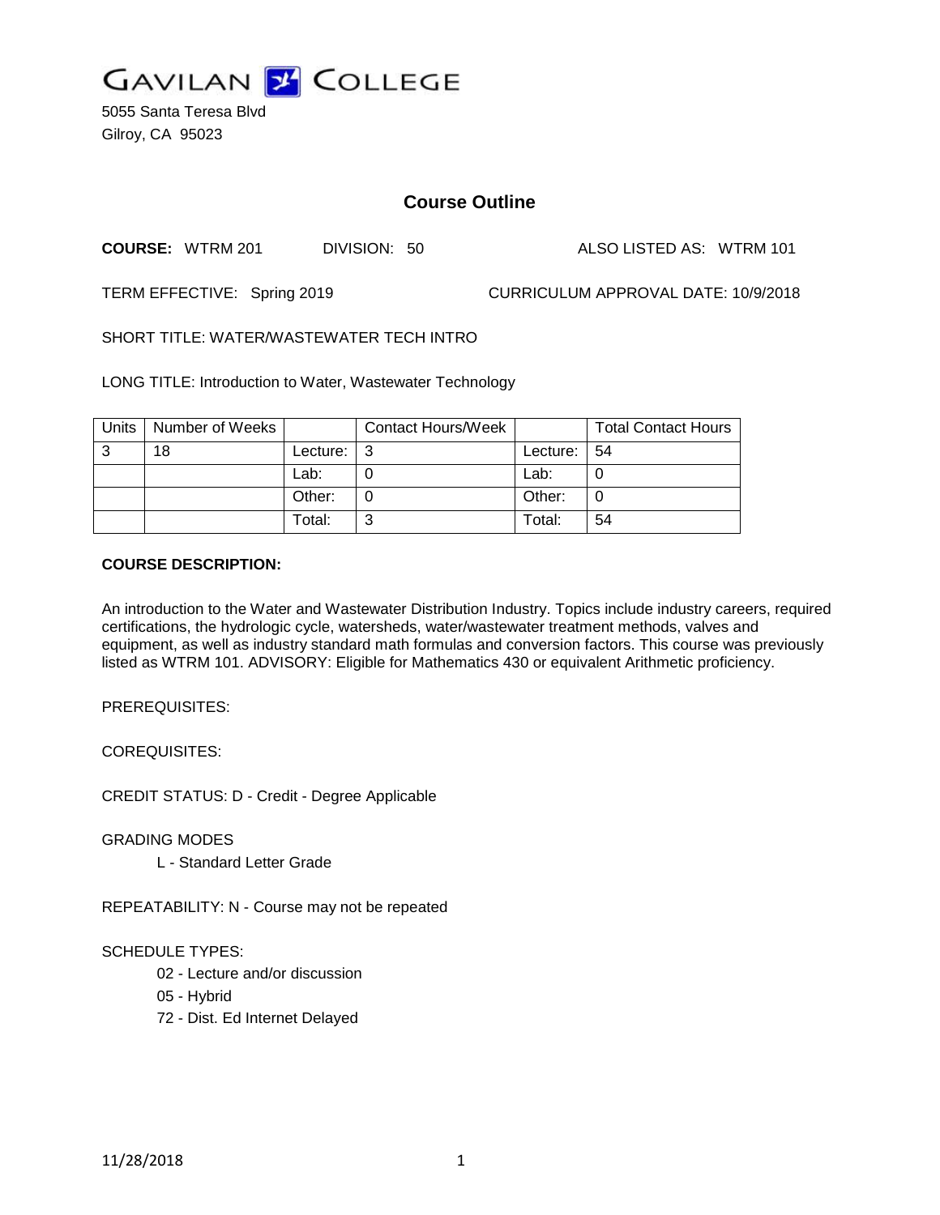# GAVILAN COLLEGE

5055 Santa Teresa Blvd
Gilroy, CA 95023

## Course Outline

**COURSE:** WTRM 201 DIVISION: 50 ALSO LISTED AS: WTRM 101

TERM EFFECTIVE: Spring 2019 CURRICULUM APPROVAL DATE: 10/9/2018

SHORT TITLE: WATER/WASTEWATER TECH INTRO

LONG TITLE: Introduction to Water, Wastewater Technology

| Units | Number of Weeks | | Contact Hours/Week | | Total Contact Hours |
|---|---|---|---|---|---|
| 3 | 18 | Lecture: | 3 | Lecture: | 54 |
| | | Lab: | 0 | Lab: | 0 |
| | | Other: | 0 | Other: | 0 |
| | | Total: | 3 | Total: | 54 |

**COURSE DESCRIPTION:**

An introduction to the Water and Wastewater Distribution Industry. Topics include industry careers, required certifications, the hydrologic cycle, watersheds, water/wastewater treatment methods, valves and equipment, as well as industry standard math formulas and conversion factors. This course was previously listed as WTRM 101. ADVISORY: Eligible for Mathematics 430 or equivalent Arithmetic proficiency.

PREREQUISITES:

COREQUISITES:

CREDIT STATUS: D - Credit - Degree Applicable

GRADING MODES

L - Standard Letter Grade

REPEATABILITY: N - Course may not be repeated

SCHEDULE TYPES:

02 - Lecture and/or discussion

05 - Hybrid

72 - Dist. Ed Internet Delayed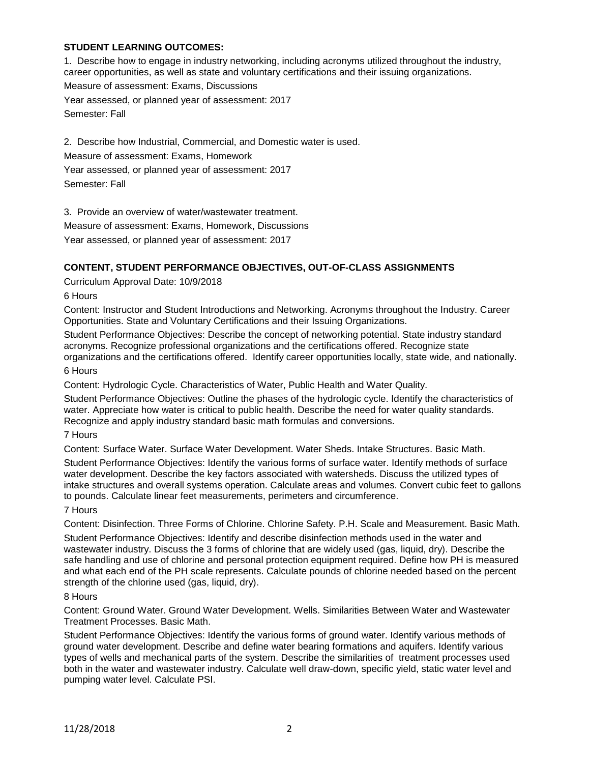## STUDENT LEARNING OUTCOMES:

1. Describe how to engage in industry networking, including acronyms utilized throughout the industry, career opportunities, as well as state and voluntary certifications and their issuing organizations.

Measure of assessment: Exams, Discussions

Year assessed, or planned year of assessment: 2017

Semester: Fall

2. Describe how Industrial, Commercial, and Domestic water is used.

Measure of assessment: Exams, Homework

Year assessed, or planned year of assessment: 2017

Semester: Fall

3. Provide an overview of water/wastewater treatment.

Measure of assessment: Exams, Homework, Discussions

Year assessed, or planned year of assessment: 2017

## CONTENT, STUDENT PERFORMANCE OBJECTIVES, OUT-OF-CLASS ASSIGNMENTS

Curriculum Approval Date: 10/9/2018

6 Hours

Content: Instructor and Student Introductions and Networking. Acronyms throughout the Industry. Career Opportunities. State and Voluntary Certifications and their Issuing Organizations.

Student Performance Objectives: Describe the concept of networking potential. State industry standard acronyms. Recognize professional organizations and the certifications offered. Recognize state organizations and the certifications offered. Identify career opportunities locally, state wide, and nationally.

6 Hours

Content: Hydrologic Cycle. Characteristics of Water, Public Health and Water Quality.

Student Performance Objectives: Outline the phases of the hydrologic cycle. Identify the characteristics of water. Appreciate how water is critical to public health. Describe the need for water quality standards. Recognize and apply industry standard basic math formulas and conversions.

7 Hours

Content: Surface Water. Surface Water Development. Water Sheds. Intake Structures. Basic Math.

Student Performance Objectives: Identify the various forms of surface water. Identify methods of surface water development. Describe the key factors associated with watersheds. Discuss the utilized types of intake structures and overall systems operation. Calculate areas and volumes. Convert cubic feet to gallons to pounds. Calculate linear feet measurements, perimeters and circumference.

7 Hours

Content: Disinfection. Three Forms of Chlorine. Chlorine Safety. P.H. Scale and Measurement. Basic Math.

Student Performance Objectives: Identify and describe disinfection methods used in the water and wastewater industry. Discuss the 3 forms of chlorine that are widely used (gas, liquid, dry). Describe the safe handling and use of chlorine and personal protection equipment required. Define how PH is measured and what each end of the PH scale represents. Calculate pounds of chlorine needed based on the percent strength of the chlorine used (gas, liquid, dry).

8 Hours

Content: Ground Water. Ground Water Development. Wells. Similarities Between Water and Wastewater Treatment Processes. Basic Math.

Student Performance Objectives: Identify the various forms of ground water. Identify various methods of ground water development. Describe and define water bearing formations and aquifers. Identify various types of wells and mechanical parts of the system. Describe the similarities of treatment processes used both in the water and wastewater industry. Calculate well draw-down, specific yield, static water level and pumping water level. Calculate PSI.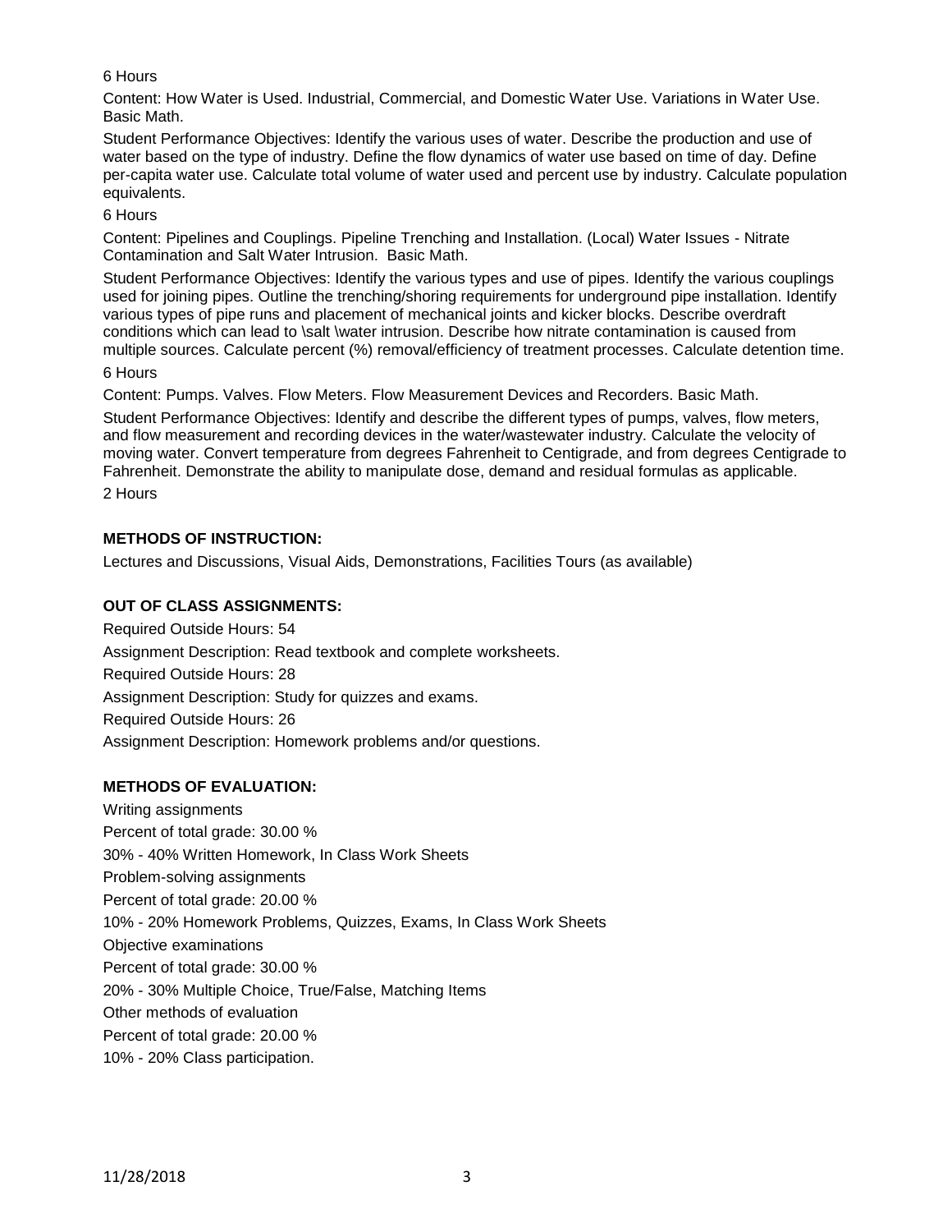6 Hours

Content: How Water is Used. Industrial, Commercial, and Domestic Water Use. Variations in Water Use. Basic Math.

Student Performance Objectives: Identify the various uses of water. Describe the production and use of water based on the type of industry. Define the flow dynamics of water use based on time of day. Define per-capita water use. Calculate total volume of water used and percent use by industry. Calculate population equivalents.

6 Hours

Content: Pipelines and Couplings. Pipeline Trenching and Installation. (Local) Water Issues - Nitrate Contamination and Salt Water Intrusion. Basic Math.

Student Performance Objectives: Identify the various types and use of pipes. Identify the various couplings used for joining pipes. Outline the trenching/shoring requirements for underground pipe installation. Identify various types of pipe runs and placement of mechanical joints and kicker blocks. Describe overdraft conditions which can lead to \salt \water intrusion. Describe how nitrate contamination is caused from multiple sources. Calculate percent (%) removal/efficiency of treatment processes. Calculate detention time.

6 Hours

Content: Pumps. Valves. Flow Meters. Flow Measurement Devices and Recorders. Basic Math.

Student Performance Objectives: Identify and describe the different types of pumps, valves, flow meters, and flow measurement and recording devices in the water/wastewater industry. Calculate the velocity of moving water. Convert temperature from degrees Fahrenheit to Centigrade, and from degrees Centigrade to Fahrenheit. Demonstrate the ability to manipulate dose, demand and residual formulas as applicable.

2 Hours

**METHODS OF INSTRUCTION:**

Lectures and Discussions, Visual Aids, Demonstrations, Facilities Tours (as available)

**OUT OF CLASS ASSIGNMENTS:**

Required Outside Hours: 54

Assignment Description: Read textbook and complete worksheets.

Required Outside Hours: 28

Assignment Description: Study for quizzes and exams.

Required Outside Hours: 26

Assignment Description: Homework problems and/or questions.

**METHODS OF EVALUATION:**

Writing assignments

Percent of total grade: 30.00 %

30% - 40% Written Homework, In Class Work Sheets

Problem-solving assignments

Percent of total grade: 20.00 %

10% - 20% Homework Problems, Quizzes, Exams, In Class Work Sheets

Objective examinations

Percent of total grade: 30.00 %

20% - 30% Multiple Choice, True/False, Matching Items

Other methods of evaluation

Percent of total grade: 20.00 %

10% - 20% Class participation.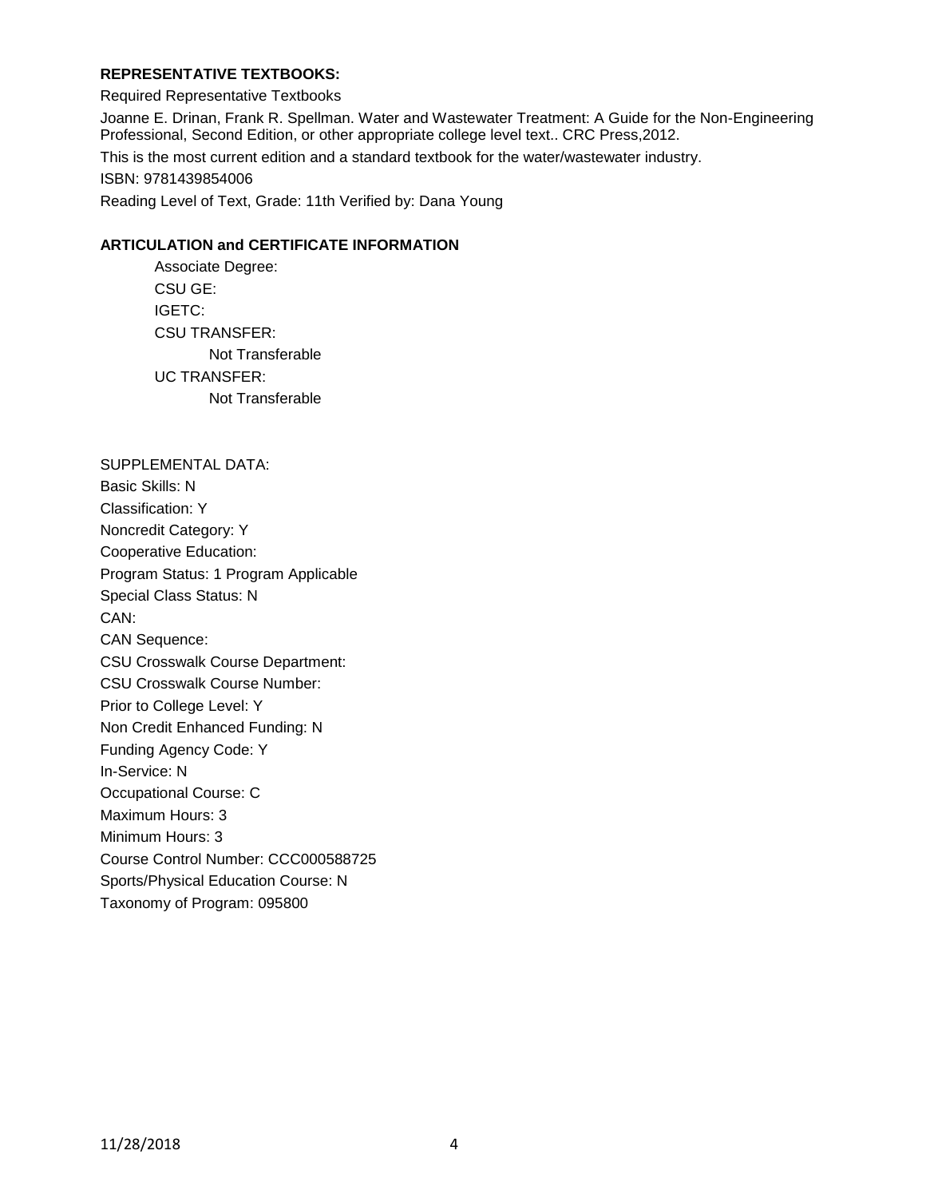**REPRESENTATIVE TEXTBOOKS:**

Required Representative Textbooks

Joanne E. Drinan, Frank R. Spellman. Water and Wastewater Treatment: A Guide for the Non-Engineering Professional, Second Edition, or other appropriate college level text.. CRC Press,2012.

This is the most current edition and a standard textbook for the water/wastewater industry.

ISBN: 9781439854006

Reading Level of Text, Grade: 11th Verified by: Dana Young

**ARTICULATION and CERTIFICATE INFORMATION**

Associate Degree:
CSU GE:
IGETC:
CSU TRANSFER:
  Not Transferable
UC TRANSFER:
  Not Transferable

SUPPLEMENTAL DATA:
Basic Skills: N
Classification: Y
Noncredit Category: Y
Cooperative Education:
Program Status: 1 Program Applicable
Special Class Status: N
CAN:
CAN Sequence:
CSU Crosswalk Course Department:
CSU Crosswalk Course Number:
Prior to College Level: Y
Non Credit Enhanced Funding: N
Funding Agency Code: Y
In-Service: N
Occupational Course: C
Maximum Hours: 3
Minimum Hours: 3
Course Control Number: CCC000588725
Sports/Physical Education Course: N
Taxonomy of Program: 095800